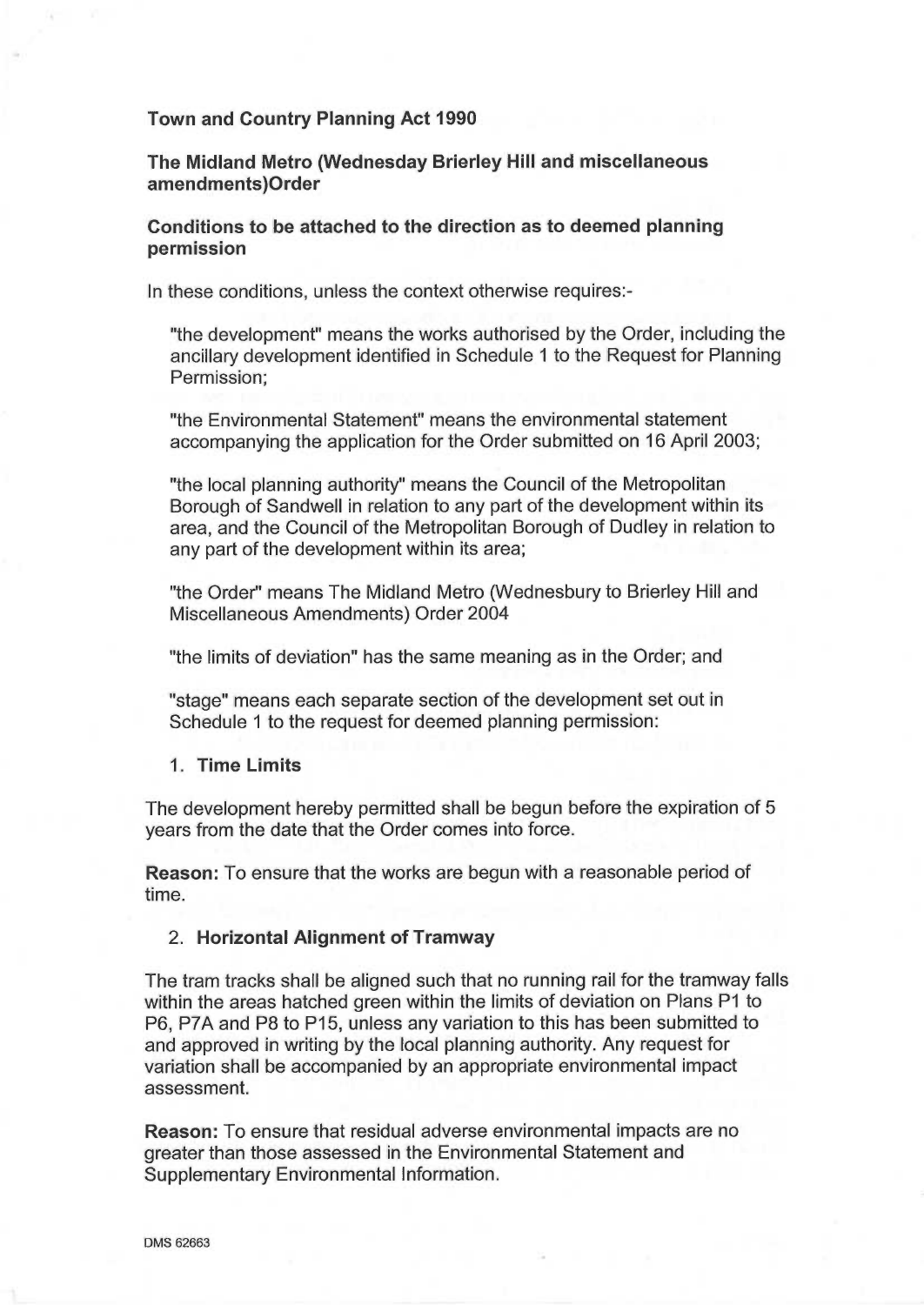**Town and Country Planning Act 1990**

**The Midland Metro (Wednesday Brierley Hill and miscellaneous amendments)Order**

**Conditions to be attached to the direction as to deemed planning permission**

In these conditions, unless the context otherwise requires:-

"the development" means the works authorised by the Order, including the ancillary development identified in Schedule 1 to the Request for Planning Permission;

"the Environmental Statement" means the environmental statement accompanying the application for the Order submitted on 16 April 2003;

"the local planning authority" means the Council of the Metropolitan Borough of Sandwell in relation to any part of the development within its area, and the Council of the Metropolitan Borough of Dudley in relation to any part of the development within its area;

"the Order" means The Midland Metro (Wednesbury to Brierley Hill and Miscellaneous Amendments) Order 2004

"the limits of deviation" has the same meaning as in the Order; and

"stage" means each separate section of the development set out in Schedule 1 to the request for deemed planning permission:

1. **Time Limits**

The development hereby permitted shall be begun before the expiration of 5 years from the date that the Order comes into force.

**Reason:** To ensure that the works are begun with a reasonable period of time.

2. **Horizontal Alignment of Tramway**

The tram tracks shall be aligned such that no running rail for the tramway falls within the areas hatched green within the limits of deviation on Plans P1 to P6, P7A and P8 to P15, unless any variation to this has been submitted to and approved in writing by the local planning authority. Any request for variation shall be accompanied by an appropriate environmental impact assessment.

**Reason:** To ensure that residual adverse environmental impacts are no greater than those assessed in the Environmental Statement and Supplementary Environmental Information.

DMS 62663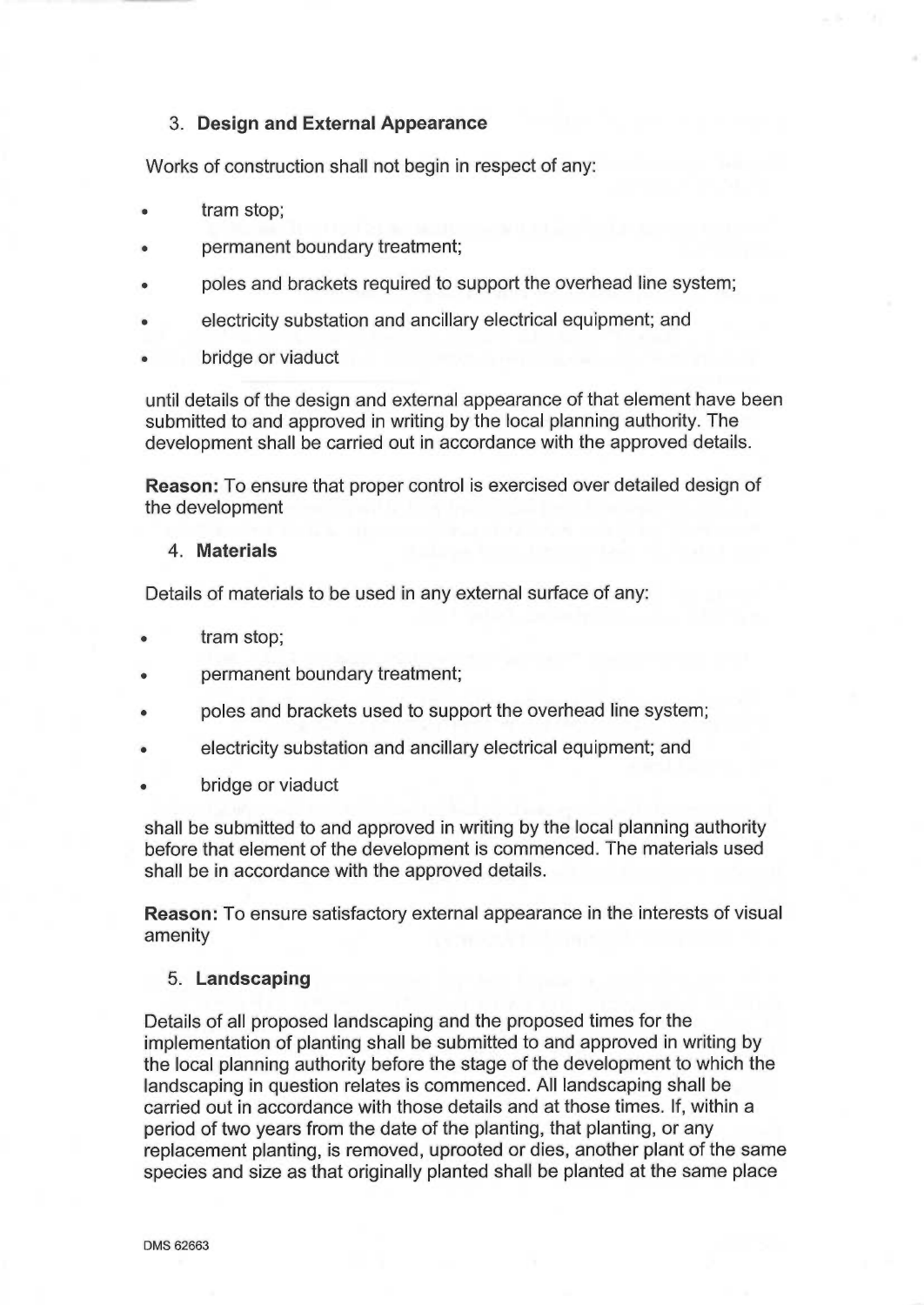3. **Design and External Appearance**

Works of construction shall not begin in respect of any:

- tram stop;
- permanent boundary treatment;
- poles and brackets required to support the overhead line system;
- electricity substation and ancillary electrical equipment; and
- bridge or viaduct

until details of the design and external appearance of that element have been submitted to and approved in writing by the local planning authority. The development shall be carried out in accordance with the approved details.

**Reason:** To ensure that proper control is exercised over detailed design of the development

4. **Materials**

Details of materials to be used in any external surface of any:

- tram stop;
- permanent boundary treatment;
- poles and brackets used to support the overhead line system;
- electricity substation and ancillary electrical equipment; and
- bridge or viaduct

shall be submitted to and approved in writing by the local planning authority before that element of the development is commenced. The materials used shall be in accordance with the approved details.

**Reason:** To ensure satisfactory external appearance in the interests of visual amenity

5. **Landscaping**

Details of all proposed landscaping and the proposed times for the implementation of planting shall be submitted to and approved in writing by the local planning authority before the stage of the development to which the landscaping in question relates is commenced. All landscaping shall be carried out in accordance with those details and at those times. If, within a period of two years from the date of the planting, that planting, or any replacement planting, is removed, uprooted or dies, another plant of the same species and size as that originally planted shall be planted at the same place

DMS 62663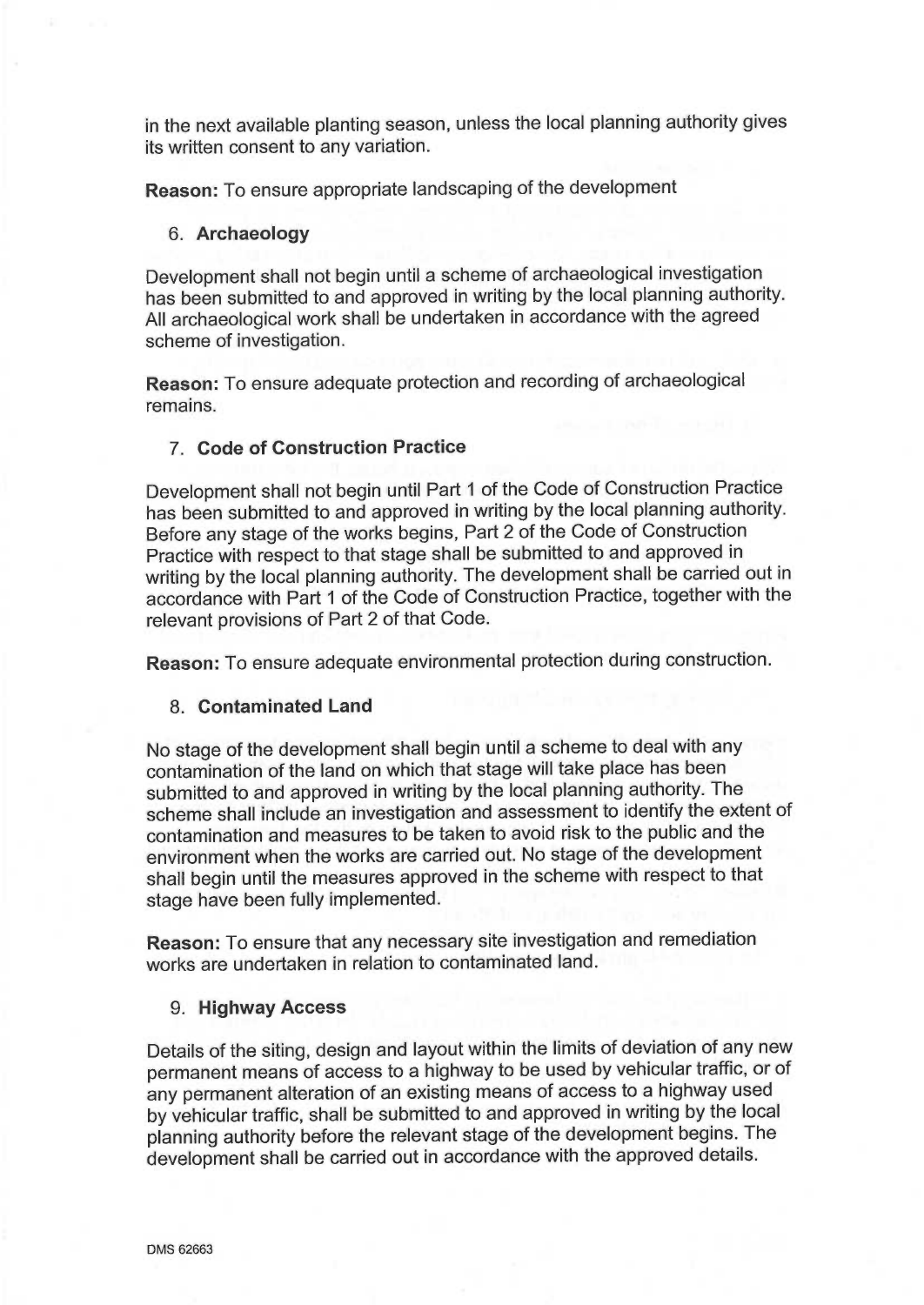in the next available planting season, unless the local planning authority gives its written consent to any variation.

**Reason:** To ensure appropriate landscaping of the development

6. **Archaeology**

Development shall not begin until a scheme of archaeological investigation has been submitted to and approved in writing by the local planning authority. All archaeological work shall be undertaken in accordance with the agreed scheme of investigation.

**Reason:** To ensure adequate protection and recording of archaeological remains.

7. **Code of Construction Practice**

Development shall not begin until Part 1 of the Code of Construction Practice has been submitted to and approved in writing by the local planning authority. Before any stage of the works begins, Part 2 of the Code of Construction Practice with respect to that stage shall be submitted to and approved in writing by the local planning authority. The development shall be carried out in accordance with Part 1 of the Code of Construction Practice, together with the relevant provisions of Part 2 of that Code.

**Reason:** To ensure adequate environmental protection during construction.

8. **Contaminated Land**

No stage of the development shall begin until a scheme to deal with any contamination of the land on which that stage will take place has been submitted to and approved in writing by the local planning authority. The scheme shall include an investigation and assessment to identify the extent of contamination and measures to be taken to avoid risk to the public and the environment when the works are carried out. No stage of the development shall begin until the measures approved in the scheme with respect to that stage have been fully implemented.

**Reason:** To ensure that any necessary site investigation and remediation works are undertaken in relation to contaminated land.

9. **Highway Access**

Details of the siting, design and layout within the limits of deviation of any new permanent means of access to a highway to be used by vehicular traffic, or of any permanent alteration of an existing means of access to a highway used by vehicular traffic, shall be submitted to and approved in writing by the local planning authority before the relevant stage of the development begins. The development shall be carried out in accordance with the approved details.

DMS 62663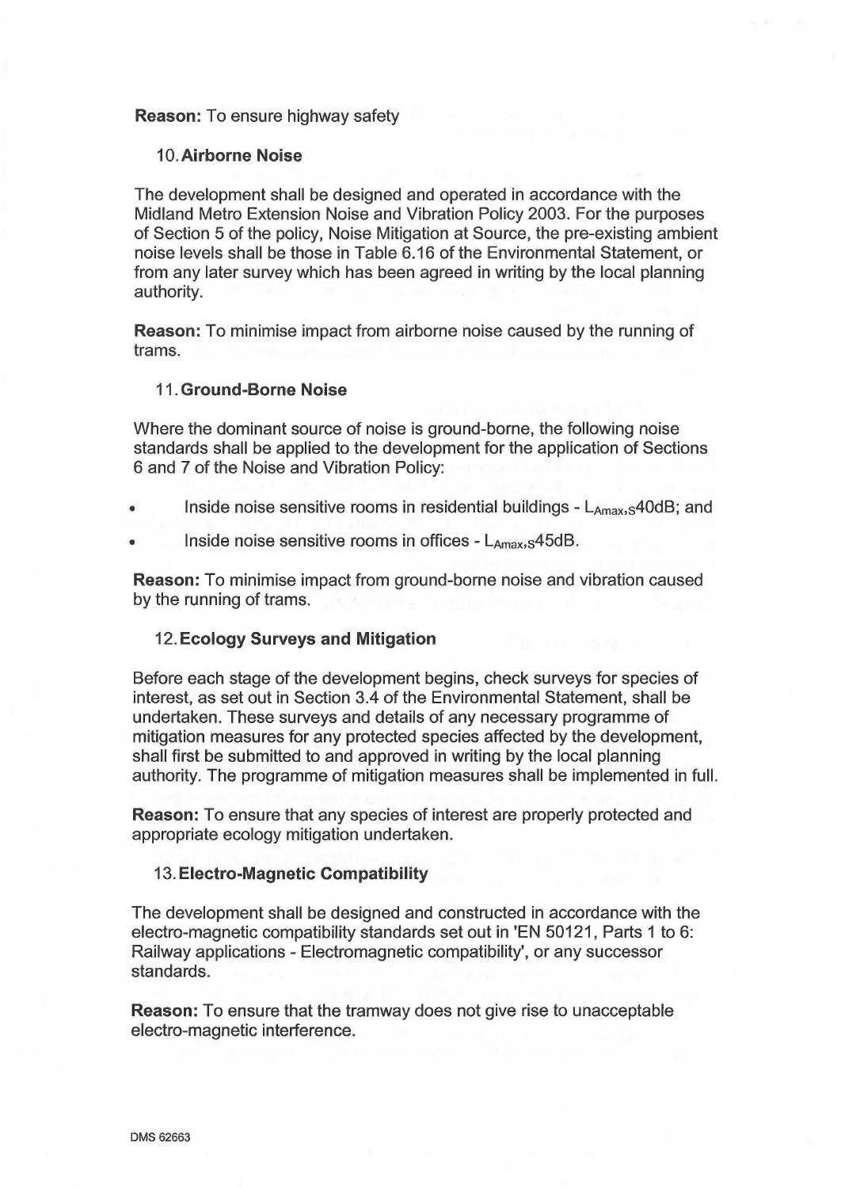**Reason:** To ensure highway safety

10. **Airborne Noise**

The development shall be designed and operated in accordance with the Midland Metro Extension Noise and Vibration Policy 2003. For the purposes of Section 5 of the policy, Noise Mitigation at Source, the pre-existing ambient noise levels shall be those in Table 6.16 of the Environmental Statement, or from any later survey which has been agreed in writing by the local planning authority.

**Reason:** To minimise impact from airborne noise caused by the running of trams.

11. **Ground-Borne Noise**

Where the dominant source of noise is ground-borne, the following noise standards shall be applied to the development for the application of Sections 6 and 7 of the Noise and Vibration Policy:

- Inside noise sensitive rooms in residential buildings - $L_{Amax,S}$40dB; and
- Inside noise sensitive rooms in offices - $L_{Amax,S}$45dB.

**Reason:** To minimise impact from ground-borne noise and vibration caused by the running of trams.

12. **Ecology Surveys and Mitigation**

Before each stage of the development begins, check surveys for species of interest, as set out in Section 3.4 of the Environmental Statement, shall be undertaken. These surveys and details of any necessary programme of mitigation measures for any protected species affected by the development, shall first be submitted to and approved in writing by the local planning authority. The programme of mitigation measures shall be implemented in full.

**Reason:** To ensure that any species of interest are properly protected and appropriate ecology mitigation undertaken.

13. **Electro-Magnetic Compatibility**

The development shall be designed and constructed in accordance with the electro-magnetic compatibility standards set out in 'EN 50121, Parts 1 to 6: Railway applications - Electromagnetic compatibility', or any successor standards.

**Reason:** To ensure that the tramway does not give rise to unacceptable electro-magnetic interference.

DMS 62663